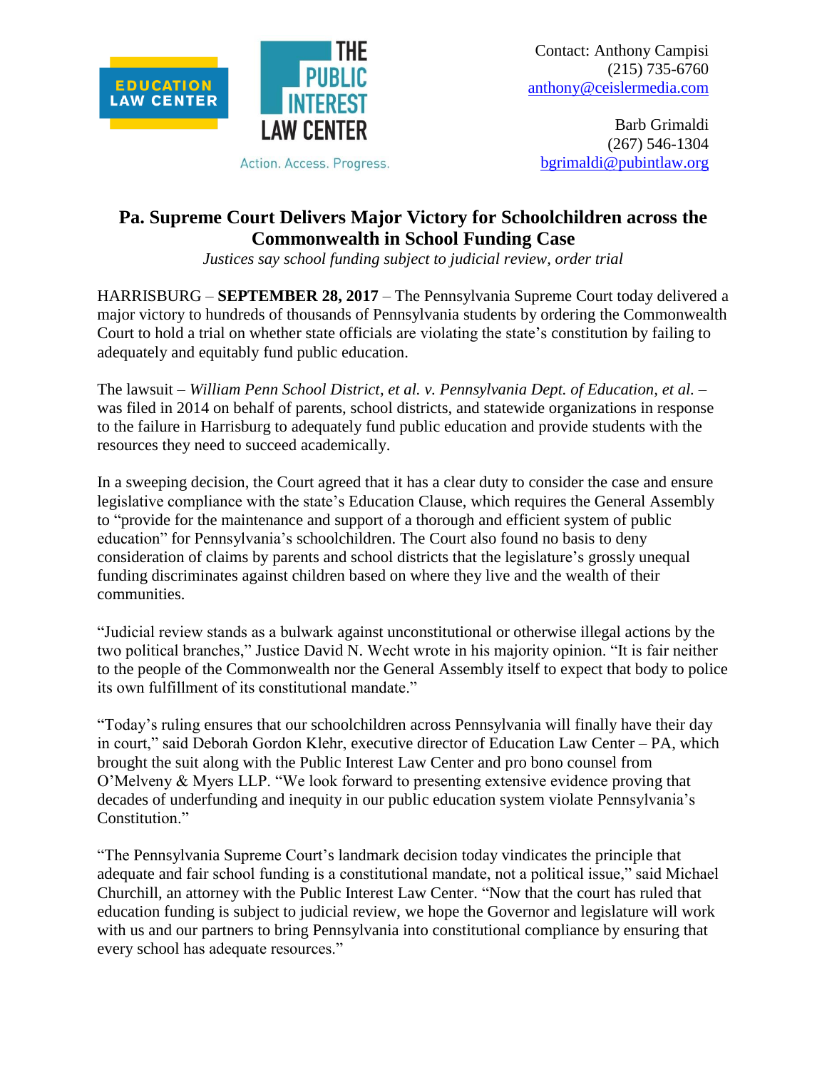EDUCATION LAW CENTER

THE PUBLIC INTEREST LAW CENTER

Action. Access. Progress.

Contact: Anthony Campisi
(215) 735-6760
anthony@ceislermedia.com

Barb Grimaldi
(267) 546-1304
bgrimaldi@pubintlaw.org

# Pa. Supreme Court Delivers Major Victory for Schoolchildren across the Commonwealth in School Funding Case

*Justices say school funding subject to judicial review, order trial*

HARRISBURG – **SEPTEMBER 28, 2017** – The Pennsylvania Supreme Court today delivered a major victory to hundreds of thousands of Pennsylvania students by ordering the Commonwealth Court to hold a trial on whether state officials are violating the state's constitution by failing to adequately and equitably fund public education.

The lawsuit – *William Penn School District, et al. v. Pennsylvania Dept. of Education, et al.* – was filed in 2014 on behalf of parents, school districts, and statewide organizations in response to the failure in Harrisburg to adequately fund public education and provide students with the resources they need to succeed academically.

In a sweeping decision, the Court agreed that it has a clear duty to consider the case and ensure legislative compliance with the state's Education Clause, which requires the General Assembly to "provide for the maintenance and support of a thorough and efficient system of public education" for Pennsylvania's schoolchildren. The Court also found no basis to deny consideration of claims by parents and school districts that the legislature's grossly unequal funding discriminates against children based on where they live and the wealth of their communities.

"Judicial review stands as a bulwark against unconstitutional or otherwise illegal actions by the two political branches," Justice David N. Wecht wrote in his majority opinion. "It is fair neither to the people of the Commonwealth nor the General Assembly itself to expect that body to police its own fulfillment of its constitutional mandate."

"Today's ruling ensures that our schoolchildren across Pennsylvania will finally have their day in court," said Deborah Gordon Klehr, executive director of Education Law Center – PA, which brought the suit along with the Public Interest Law Center and pro bono counsel from O'Melveny & Myers LLP. "We look forward to presenting extensive evidence proving that decades of underfunding and inequity in our public education system violate Pennsylvania's Constitution."

"The Pennsylvania Supreme Court's landmark decision today vindicates the principle that adequate and fair school funding is a constitutional mandate, not a political issue," said Michael Churchill, an attorney with the Public Interest Law Center. "Now that the court has ruled that education funding is subject to judicial review, we hope the Governor and legislature will work with us and our partners to bring Pennsylvania into constitutional compliance by ensuring that every school has adequate resources."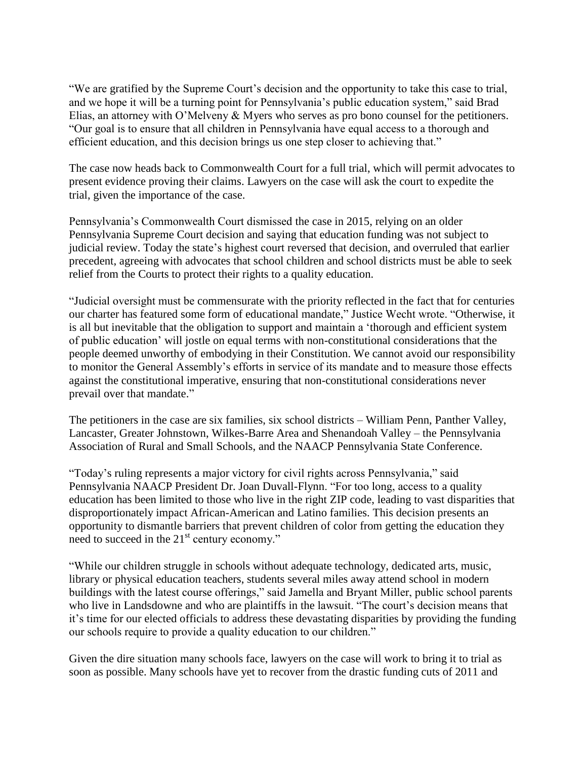"We are gratified by the Supreme Court's decision and the opportunity to take this case to trial, and we hope it will be a turning point for Pennsylvania's public education system," said Brad Elias, an attorney with O'Melveny & Myers who serves as pro bono counsel for the petitioners. "Our goal is to ensure that all children in Pennsylvania have equal access to a thorough and efficient education, and this decision brings us one step closer to achieving that."

The case now heads back to Commonwealth Court for a full trial, which will permit advocates to present evidence proving their claims. Lawyers on the case will ask the court to expedite the trial, given the importance of the case.

Pennsylvania's Commonwealth Court dismissed the case in 2015, relying on an older Pennsylvania Supreme Court decision and saying that education funding was not subject to judicial review. Today the state's highest court reversed that decision, and overruled that earlier precedent, agreeing with advocates that school children and school districts must be able to seek relief from the Courts to protect their rights to a quality education.

"Judicial oversight must be commensurate with the priority reflected in the fact that for centuries our charter has featured some form of educational mandate," Justice Wecht wrote. "Otherwise, it is all but inevitable that the obligation to support and maintain a 'thorough and efficient system of public education' will jostle on equal terms with non-constitutional considerations that the people deemed unworthy of embodying in their Constitution. We cannot avoid our responsibility to monitor the General Assembly's efforts in service of its mandate and to measure those effects against the constitutional imperative, ensuring that non-constitutional considerations never prevail over that mandate."

The petitioners in the case are six families, six school districts – William Penn, Panther Valley, Lancaster, Greater Johnstown, Wilkes-Barre Area and Shenandoah Valley – the Pennsylvania Association of Rural and Small Schools, and the NAACP Pennsylvania State Conference.

"Today's ruling represents a major victory for civil rights across Pennsylvania," said Pennsylvania NAACP President Dr. Joan Duvall-Flynn. "For too long, access to a quality education has been limited to those who live in the right ZIP code, leading to vast disparities that disproportionately impact African-American and Latino families. This decision presents an opportunity to dismantle barriers that prevent children of color from getting the education they need to succeed in the 21st century economy."

"While our children struggle in schools without adequate technology, dedicated arts, music, library or physical education teachers, students several miles away attend school in modern buildings with the latest course offerings," said Jamella and Bryant Miller, public school parents who live in Landsdowne and who are plaintiffs in the lawsuit. "The court's decision means that it's time for our elected officials to address these devastating disparities by providing the funding our schools require to provide a quality education to our children."

Given the dire situation many schools face, lawyers on the case will work to bring it to trial as soon as possible. Many schools have yet to recover from the drastic funding cuts of 2011 and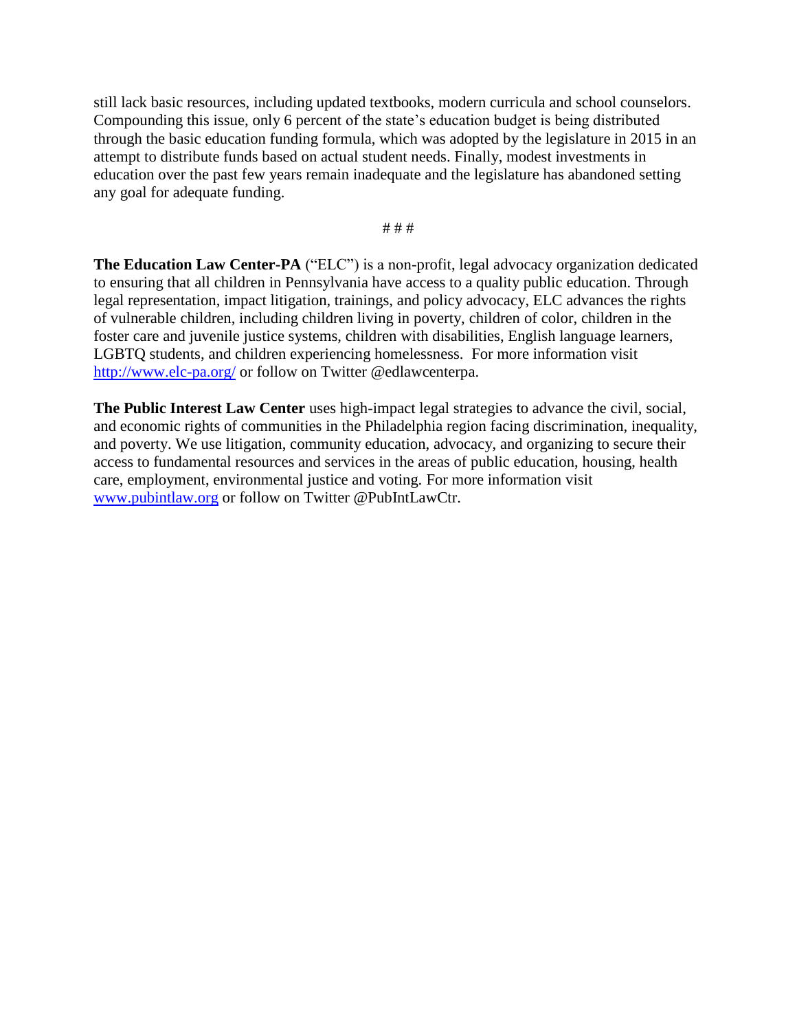still lack basic resources, including updated textbooks, modern curricula and school counselors. Compounding this issue, only 6 percent of the state's education budget is being distributed through the basic education funding formula, which was adopted by the legislature in 2015 in an attempt to distribute funds based on actual student needs. Finally, modest investments in education over the past few years remain inadequate and the legislature has abandoned setting any goal for adequate funding.

# # #

**The Education Law Center-PA** ("ELC") is a non-profit, legal advocacy organization dedicated to ensuring that all children in Pennsylvania have access to a quality public education. Through legal representation, impact litigation, trainings, and policy advocacy, ELC advances the rights of vulnerable children, including children living in poverty, children of color, children in the foster care and juvenile justice systems, children with disabilities, English language learners, LGBTQ students, and children experiencing homelessness. For more information visit http://www.elc-pa.org/ or follow on Twitter @edlawcenterpa.

**The Public Interest Law Center** uses high-impact legal strategies to advance the civil, social, and economic rights of communities in the Philadelphia region facing discrimination, inequality, and poverty. We use litigation, community education, advocacy, and organizing to secure their access to fundamental resources and services in the areas of public education, housing, health care, employment, environmental justice and voting. For more information visit www.pubintlaw.org or follow on Twitter @PubIntLawCtr.